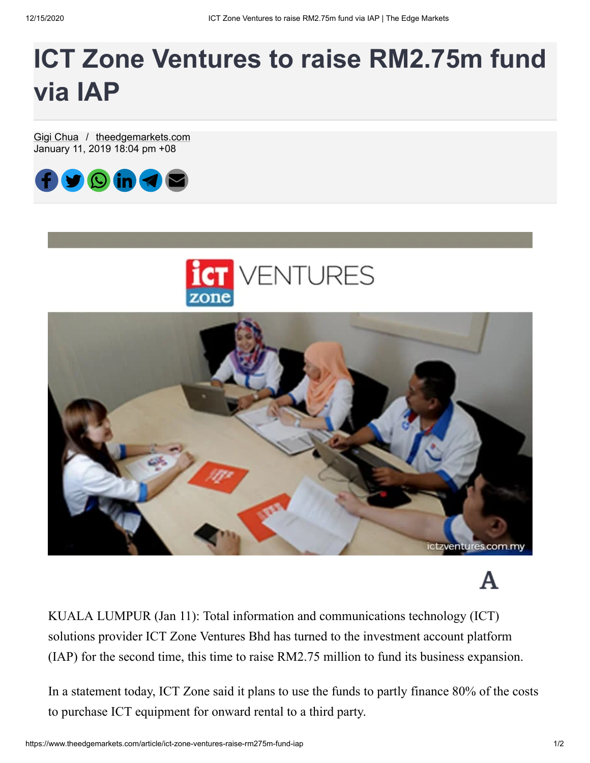# ICT Zone Ventures to raise RM2.75m fund via IAP

Gigi Chua / theedgemarkets.com
January 11, 2019 18:04 pm +08

KUALA LUMPUR (Jan 11): Total information and communications technology (ICT) solutions provider ICT Zone Ventures Bhd has turned to the investment account platform (IAP) for the second time, this time to raise RM2.75 million to fund its business expansion.

In a statement today, ICT Zone said it plans to use the funds to partly finance 80% of the costs to purchase ICT equipment for onward rental to a third party.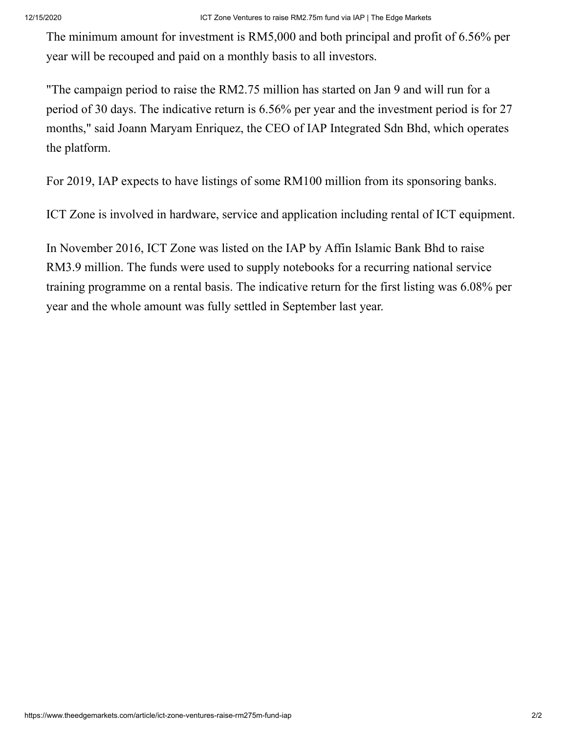The minimum amount for investment is RM5,000 and both principal and profit of 6.56% per year will be recouped and paid on a monthly basis to all investors.

"The campaign period to raise the RM2.75 million has started on Jan 9 and will run for a period of 30 days. The indicative return is 6.56% per year and the investment period is for 27 months," said Joann Maryam Enriquez, the CEO of IAP Integrated Sdn Bhd, which operates the platform.

For 2019, IAP expects to have listings of some RM100 million from its sponsoring banks.

ICT Zone is involved in hardware, service and application including rental of ICT equipment.

In November 2016, ICT Zone was listed on the IAP by Affin Islamic Bank Bhd to raise RM3.9 million. The funds were used to supply notebooks for a recurring national service training programme on a rental basis. The indicative return for the first listing was 6.08% per year and the whole amount was fully settled in September last year.